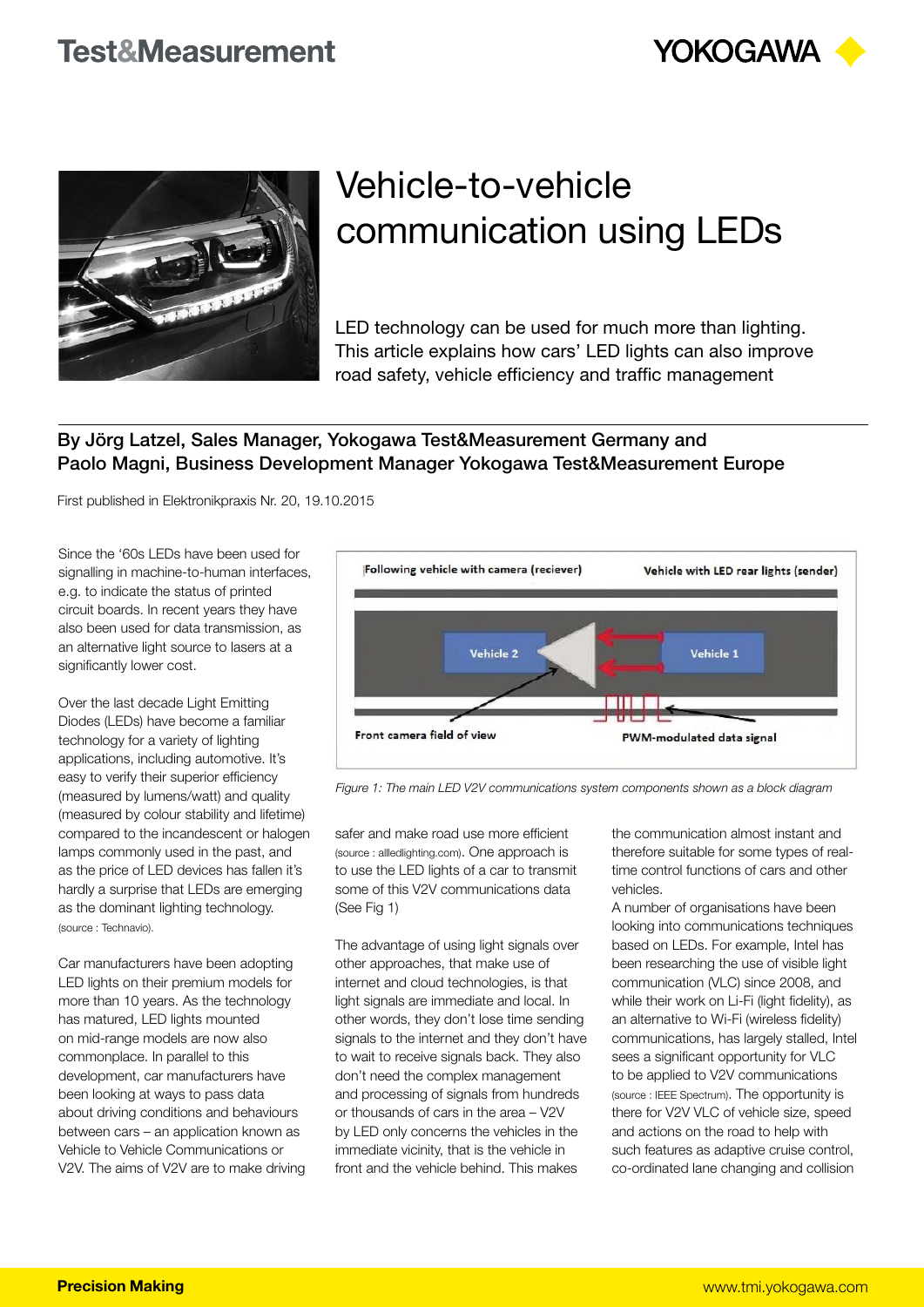# Vehicle-to-vehicle communication using LEDs

LED technology can be used for much more than lighting. This article explains how cars' LED lights can also improve road safety, vehicle efficiency and traffic management

**By Jörg Latzel, Sales Manager, Yokogawa Test&Measurement Germany and Paolo Magni, Business Development Manager Yokogawa Test&Measurement Europe**

First published in Elektronikpraxis Nr. 20, 19.10.2015

Since the '60s LEDs have been used for signalling in machine-to-human interfaces, e.g. to indicate the status of printed circuit boards. In recent years they have also been used for data transmission, as an alternative light source to lasers at a significantly lower cost.

Over the last decade Light Emitting Diodes (LEDs) have become a familiar technology for a variety of lighting applications, including automotive. It's easy to verify their superior efficiency (measured by lumens/watt) and quality (measured by colour stability and lifetime) compared to the incandescent or halogen lamps commonly used in the past, and as the price of LED devices has fallen it's hardly a surprise that LEDs are emerging as the dominant lighting technology. (source : Technavio).

Car manufacturers have been adopting LED lights on their premium models for more than 10 years. As the technology has matured, LED lights mounted on mid-range models are now also commonplace. In parallel to this development, car manufacturers have been looking at ways to pass data about driving conditions and behaviours between cars – an application known as Vehicle to Vehicle Communications or V2V. The aims of V2V are to make driving safer and make road use more efficient (source : allledlighting.com). One approach is to use the LED lights of a car to transmit some of this V2V communications data (See Fig 1)

*Figure 1: The main LED V2V communications system components shown as a block diagram*

The advantage of using light signals over other approaches, that make use of internet and cloud technologies, is that light signals are immediate and local. In other words, they don't lose time sending signals to the internet and they don't have to wait to receive signals back. They also don't need the complex management and processing of signals from hundreds or thousands of cars in the area – V2V by LED only concerns the vehicles in the immediate vicinity, that is the vehicle in front and the vehicle behind. This makes the communication almost instant and therefore suitable for some types of real-time control functions of cars and other vehicles.

A number of organisations have been looking into communications techniques based on LEDs. For example, Intel has been researching the use of visible light communication (VLC) since 2008, and while their work on Li-Fi (light fidelity), as an alternative to Wi-Fi (wireless fidelity) communications, has largely stalled, Intel sees a significant opportunity for VLC to be applied to V2V communications (source : IEEE Spectrum). The opportunity is there for V2V VLC of vehicle size, speed and actions on the road to help with such features as adaptive cruise control, co-ordinated lane changing and collision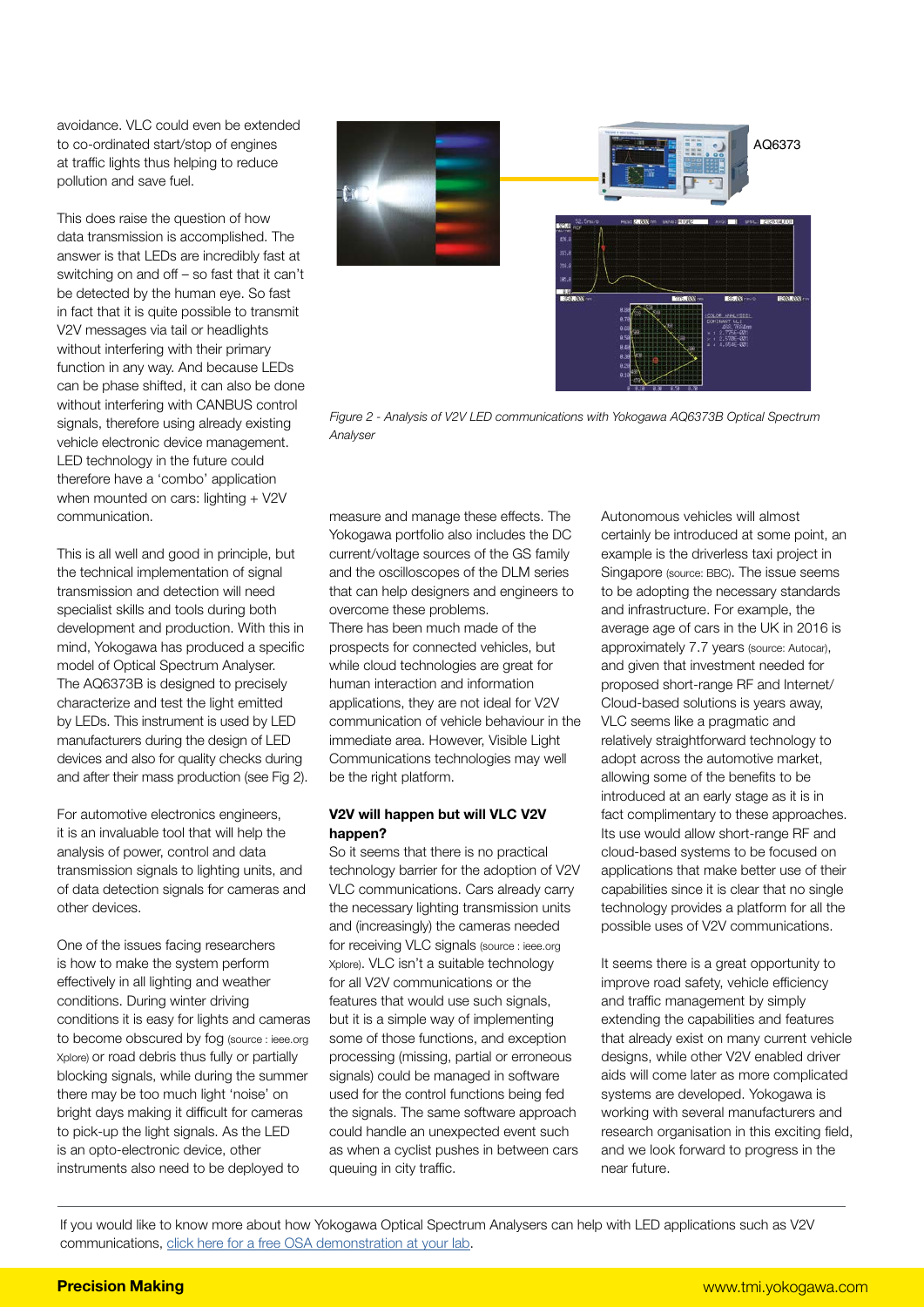avoidance. VLC could even be extended to co-ordinated start/stop of engines at traffic lights thus helping to reduce pollution and save fuel.

This does raise the question of how data transmission is accomplished. The answer is that LEDs are incredibly fast at switching on and off – so fast that it can't be detected by the human eye. So fast in fact that it is quite possible to transmit V2V messages via tail or headlights without interfering with their primary function in any way. And because LEDs can be phase shifted, it can also be done without interfering with CANBUS control signals, therefore using already existing vehicle electronic device management. LED technology in the future could therefore have a 'combo' application when mounted on cars: lighting + V2V communication.

This is all well and good in principle, but the technical implementation of signal transmission and detection will need specialist skills and tools during both development and production. With this in mind, Yokogawa has produced a specific model of Optical Spectrum Analyser. The AQ6373B is designed to precisely characterize and test the light emitted by LEDs. This instrument is used by LED manufacturers during the design of LED devices and also for quality checks during and after their mass production (see Fig 2).

For automotive electronics engineers, it is an invaluable tool that will help the analysis of power, control and data transmission signals to lighting units, and of data detection signals for cameras and other devices.

One of the issues facing researchers is how to make the system perform effectively in all lighting and weather conditions. During winter driving conditions it is easy for lights and cameras to become obscured by fog (source : ieee.org Xplore) or road debris thus fully or partially blocking signals, while during the summer there may be too much light 'noise' on bright days making it difficult for cameras to pick-up the light signals. As the LED is an opto-electronic device, other instruments also need to be deployed to measure and manage these effects. The Yokogawa portfolio also includes the DC current/voltage sources of the GS family and the oscilloscopes of the DLM series that can help designers and engineers to overcome these problems.

AQ6373

*Figure 2 - Analysis of V2V LED communications with Yokogawa AQ6373B Optical Spectrum Analyser*

There has been much made of the prospects for connected vehicles, but while cloud technologies are great for human interaction and information applications, they are not ideal for V2V communication of vehicle behaviour in the immediate area. However, Visible Light Communications technologies may well be the right platform.

### V2V will happen but will VLC V2V happen?

So it seems that there is no practical technology barrier for the adoption of V2V VLC communications. Cars already carry the necessary lighting transmission units and (increasingly) the cameras needed for receiving VLC signals (source : ieee.org Xplore). VLC isn't a suitable technology for all V2V communications or the features that would use such signals, but it is a simple way of implementing some of those functions, and exception processing (missing, partial or erroneous signals) could be managed in software used for the control functions being fed the signals. The same software approach could handle an unexpected event such as when a cyclist pushes in between cars queuing in city traffic.

Autonomous vehicles will almost certainly be introduced at some point, an example is the driverless taxi project in Singapore (source: BBC). The issue seems to be adopting the necessary standards and infrastructure. For example, the average age of cars in the UK in 2016 is approximately 7.7 years (source: Autocar), and given that investment needed for proposed short-range RF and Internet/Cloud-based solutions is years away, VLC seems like a pragmatic and relatively straightforward technology to adopt across the automotive market, allowing some of the benefits to be introduced at an early stage as it is in fact complimentary to these approaches. Its use would allow short-range RF and cloud-based systems to be focused on applications that make better use of their capabilities since it is clear that no single technology provides a platform for all the possible uses of V2V communications.

It seems there is a great opportunity to improve road safety, vehicle efficiency and traffic management by simply extending the capabilities and features that already exist on many current vehicle designs, while other V2V enabled driver aids will come later as more complicated systems are developed. Yokogawa is working with several manufacturers and research organisation in this exciting field, and we look forward to progress in the near future.

---

If you would like to know more about how Yokogawa Optical Spectrum Analysers can help with LED applications such as V2V communications, [click here for a free OSA demonstration at your lab](.).

**Precision Making** www.tmi.yokogawa.com